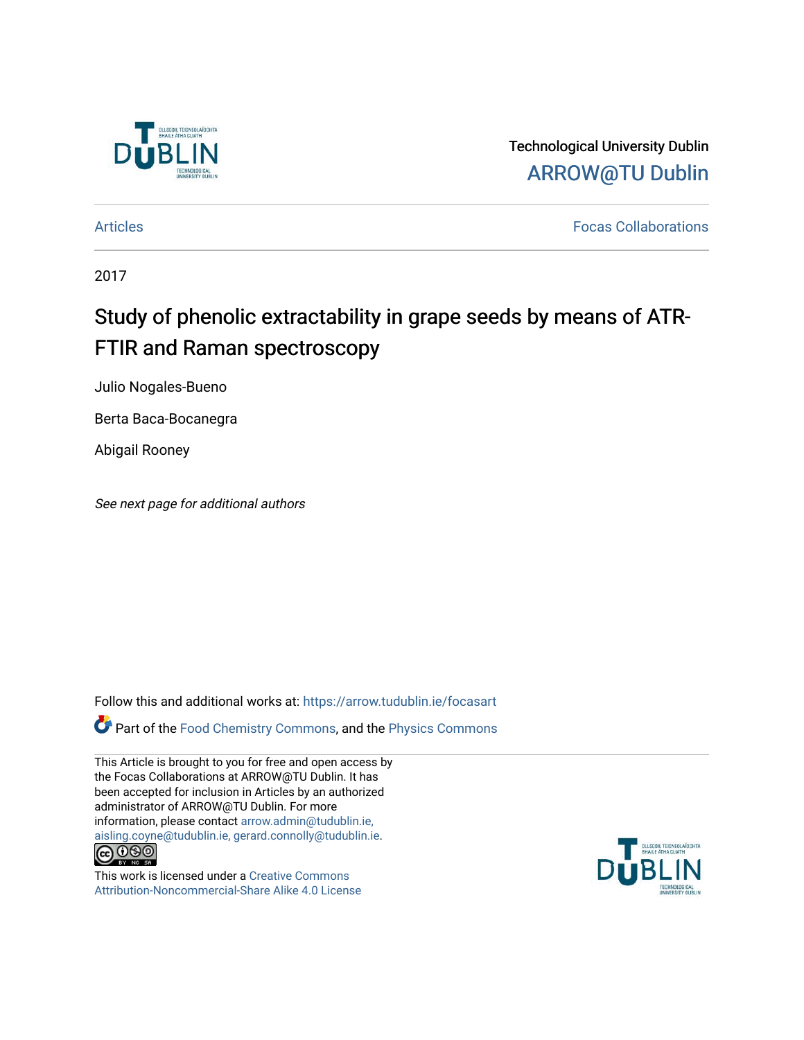Technological University Dublin

ARROW@TU Dublin

Articles | Focas Collaborations

2017

# Study of phenolic extractability in grape seeds by means of ATR-FTIR and Raman spectroscopy

Julio Nogales-Bueno

Berta Baca-Bocanegra

Abigail Rooney

*See next page for additional authors*

Follow this and additional works at: https://arrow.tudublin.ie/focasart

Part of the Food Chemistry Commons, and the Physics Commons

This Article is brought to you for free and open access by the Focas Collaborations at ARROW@TU Dublin. It has been accepted for inclusion in Articles by an authorized administrator of ARROW@TU Dublin. For more information, please contact arrow.admin@tudublin.ie, aisling.coyne@tudublin.ie, gerard.connolly@tudublin.ie.

This work is licensed under a Creative Commons Attribution-Noncommercial-Share Alike 4.0 License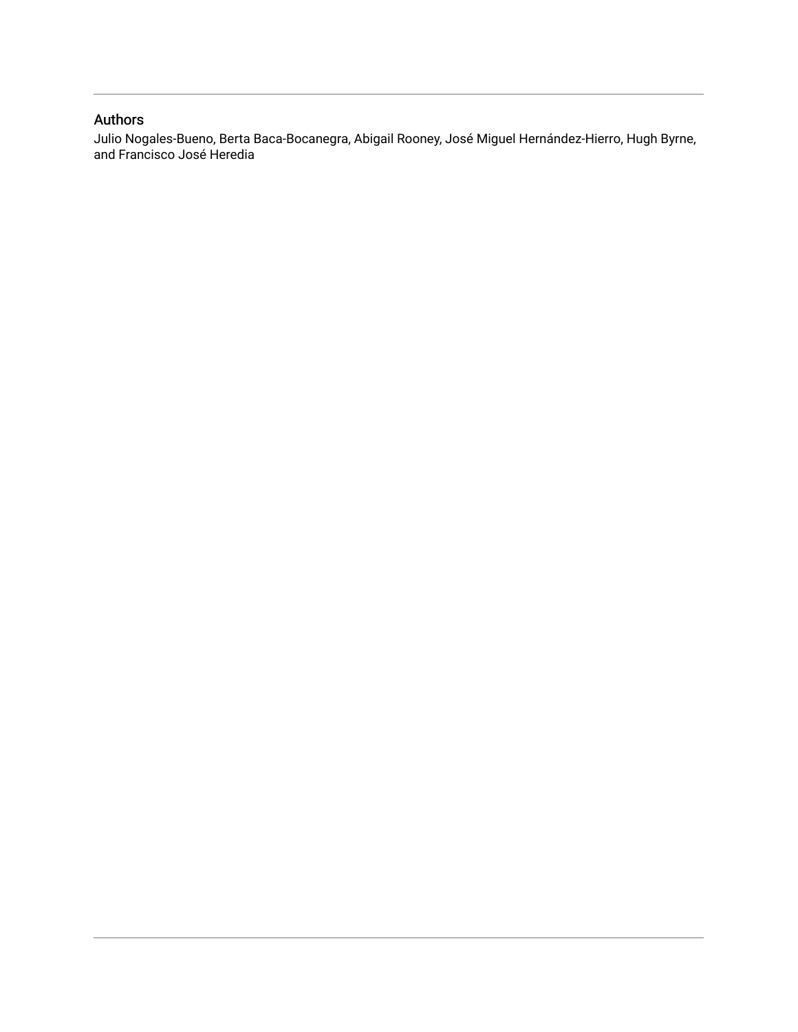## Authors

Julio Nogales-Bueno, Berta Baca-Bocanegra, Abigail Rooney, José Miguel Hernández-Hierro, Hugh Byrne, and Francisco José Heredia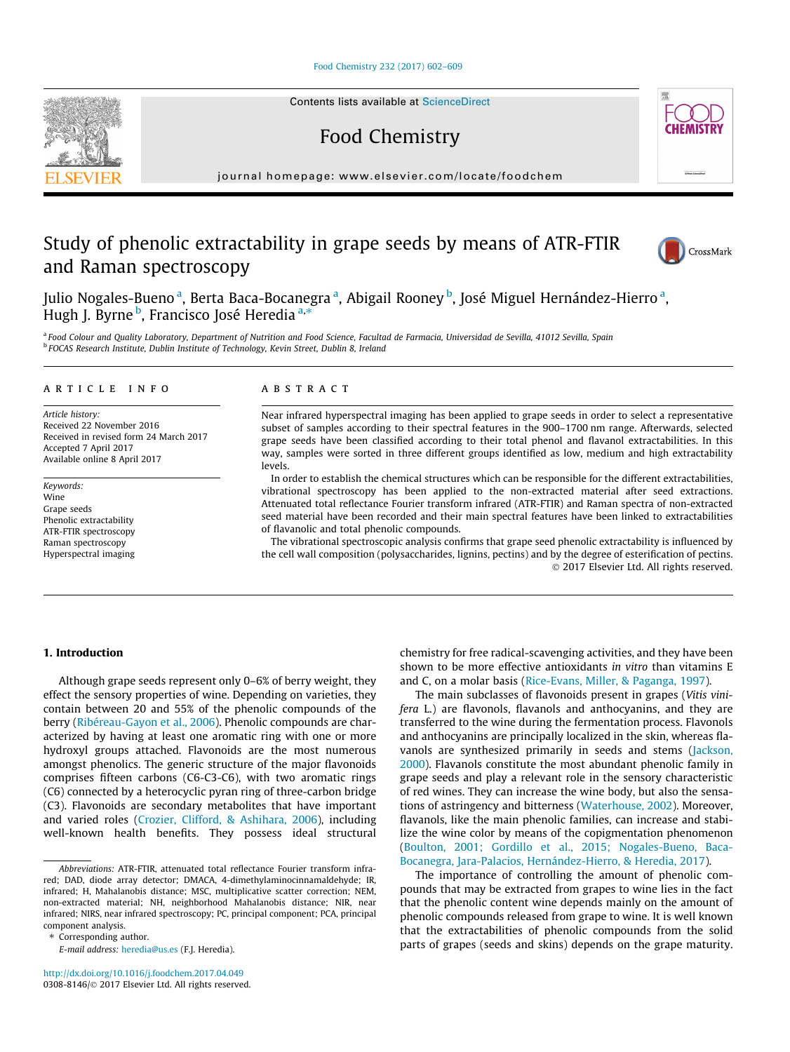# Study of phenolic extractability in grape seeds by means of ATR-FTIR and Raman spectroscopy

Julio Nogales-Bueno [a], Berta Baca-Bocanegra [a], Abigail Rooney [b], José Miguel Hernández-Hierro [a], Hugh J. Byrne [b], Francisco José Heredia [a,*]

[a] Food Colour and Quality Laboratory, Department of Nutrition and Food Science, Facultad de Farmacia, Universidad de Sevilla, 41012 Sevilla, Spain
[b] FOCAS Research Institute, Dublin Institute of Technology, Kevin Street, Dublin 8, Ireland

## ARTICLE INFO

*Article history:*
Received 22 November 2016
Received in revised form 24 March 2017
Accepted 7 April 2017
Available online 8 April 2017

*Keywords:*
Wine
Grape seeds
Phenolic extractability
ATR-FTIR spectroscopy
Raman spectroscopy
Hyperspectral imaging

## ABSTRACT

Near infrared hyperspectral imaging has been applied to grape seeds in order to select a representative subset of samples according to their spectral features in the 900–1700 nm range. Afterwards, selected grape seeds have been classified according to their total phenol and flavanol extractabilities. In this way, samples were sorted in three different groups identified as low, medium and high extractability levels.

In order to establish the chemical structures which can be responsible for the different extractabilities, vibrational spectroscopy has been applied to the non-extracted material after seed extractions. Attenuated total reflectance Fourier transform infrared (ATR-FTIR) and Raman spectra of non-extracted seed material have been recorded and their main spectral features have been linked to extractabilities of flavanolic and total phenolic compounds.

The vibrational spectroscopic analysis confirms that grape seed phenolic extractability is influenced by the cell wall composition (polysaccharides, lignins, pectins) and by the degree of esterification of pectins.

© 2017 Elsevier Ltd. All rights reserved.

## 1. Introduction

Although grape seeds represent only 0–6% of berry weight, they effect the sensory properties of wine. Depending on varieties, they contain between 20 and 55% of the phenolic compounds of the berry (Ribéreau-Gayon et al., 2006). Phenolic compounds are characterized by having at least one aromatic ring with one or more hydroxyl groups attached. Flavonoids are the most numerous amongst phenolics. The generic structure of the major flavonoids comprises fifteen carbons (C6-C3-C6), with two aromatic rings (C6) connected by a heterocyclic pyran ring of three-carbon bridge (C3). Flavonoids are secondary metabolites that have important and varied roles (Crozier, Clifford, & Ashihara, 2006), including well-known health benefits. They possess ideal structural chemistry for free radical-scavenging activities, and they have been shown to be more effective antioxidants *in vitro* than vitamins E and C, on a molar basis (Rice-Evans, Miller, & Paganga, 1997).

The main subclasses of flavonoids present in grapes (*Vitis vinifera* L.) are flavonols, flavanols and anthocyanins, and they are transferred to the wine during the fermentation process. Flavonols and anthocyanins are principally localized in the skin, whereas flavanols are synthesized primarily in seeds and stems (Jackson, 2000). Flavanols constitute the most abundant phenolic family in grape seeds and play a relevant role in the sensory characteristic of red wines. They can increase the wine body, but also the sensations of astringency and bitterness (Waterhouse, 2002). Moreover, flavanols, like the main phenolic families, can increase and stabilize the wine color by means of the copigmentation phenomenon (Boulton, 2001; Gordillo et al., 2015; Nogales-Bueno, Baca-Bocanegra, Jara-Palacios, Hernández-Hierro, & Heredia, 2017).

The importance of controlling the amount of phenolic compounds that may be extracted from grapes to wine lies in the fact that the phenolic content wine depends mainly on the amount of phenolic compounds released from grape to wine. It is well known that the extractabilities of phenolic compounds from the solid parts of grapes (seeds and skins) depends on the grape maturity.

---

*Abbreviations:* ATR-FTIR, attenuated total reflectance Fourier transform infrared; DAD, diode array detector; DMACA, 4-dimethylaminocinnamaldehyde; IR, infrared; H, Mahalanobis distance; MSC, multiplicative scatter correction; NEM, non-extracted material; NH, neighborhood Mahalanobis distance; NIR, near infrared; NIRS, near infrared spectroscopy; PC, principal component; PCA, principal component analysis.

\* Corresponding author.
*E-mail address:* heredia@us.es (F.J. Heredia).

http://dx.doi.org/10.1016/j.foodchem.2017.04.049
0308-8146/© 2017 Elsevier Ltd. All rights reserved.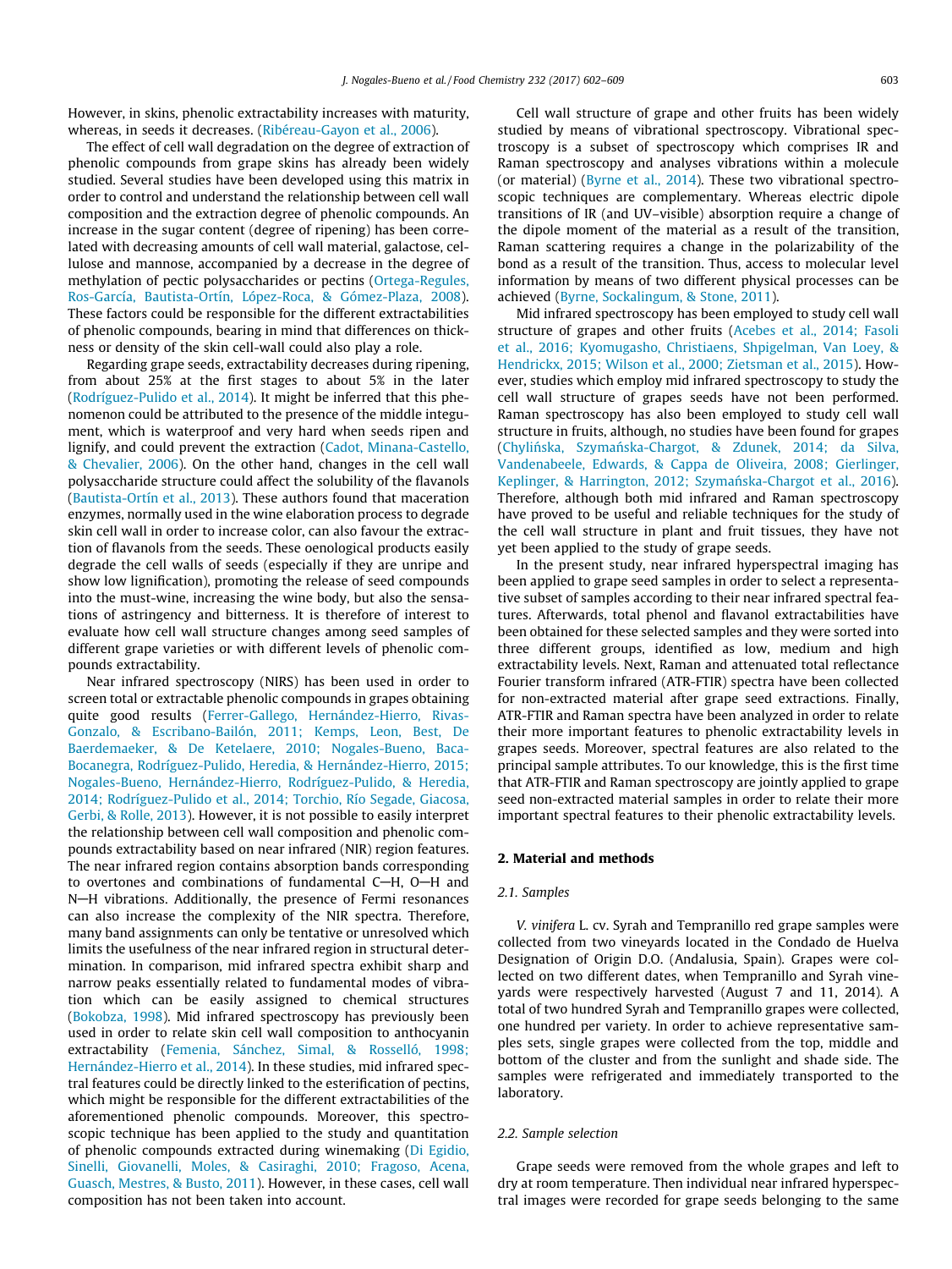However, in skins, phenolic extractability increases with maturity, whereas, in seeds it decreases. (Ribéreau-Gayon et al., 2006).

The effect of cell wall degradation on the degree of extraction of phenolic compounds from grape skins has already been widely studied. Several studies have been developed using this matrix in order to control and understand the relationship between cell wall composition and the extraction degree of phenolic compounds. An increase in the sugar content (degree of ripening) has been correlated with decreasing amounts of cell wall material, galactose, cellulose and mannose, accompanied by a decrease in the degree of methylation of pectic polysaccharides or pectins (Ortega-Regules, Ros-García, Bautista-Ortín, López-Roca, & Gómez-Plaza, 2008). These factors could be responsible for the different extractabilities of phenolic compounds, bearing in mind that differences on thickness or density of the skin cell-wall could also play a role.

Regarding grape seeds, extractability decreases during ripening, from about 25% at the first stages to about 5% in the later (Rodríguez-Pulido et al., 2014). It might be inferred that this phenomenon could be attributed to the presence of the middle integument, which is waterproof and very hard when seeds ripen and lignify, and could prevent the extraction (Cadot, Minana-Castello, & Chevalier, 2006). On the other hand, changes in the cell wall polysaccharide structure could affect the solubility of the flavanols (Bautista-Ortín et al., 2013). These authors found that maceration enzymes, normally used in the wine elaboration process to degrade skin cell wall in order to increase color, can also favour the extraction of flavanols from the seeds. These oenological products easily degrade the cell walls of seeds (especially if they are unripe and show low lignification), promoting the release of seed compounds into the must-wine, increasing the wine body, but also the sensations of astringency and bitterness. It is therefore of interest to evaluate how cell wall structure changes among seed samples of different grape varieties or with different levels of phenolic compounds extractability.

Near infrared spectroscopy (NIRS) has been used in order to screen total or extractable phenolic compounds in grapes obtaining quite good results (Ferrer-Gallego, Hernández-Hierro, Rivas-Gonzalo, & Escribano-Bailón, 2011; Kemps, Leon, Best, De Baerdemaeker, & De Ketelaere, 2010; Nogales-Bueno, Baca-Bocanegra, Rodríguez-Pulido, Heredia, & Hernández-Hierro, 2015; Nogales-Bueno, Hernández-Hierro, Rodríguez-Pulido, & Heredia, 2014; Rodríguez-Pulido et al., 2014; Torchio, Río Segade, Giacosa, Gerbi, & Rolle, 2013). However, it is not possible to easily interpret the relationship between cell wall composition and phenolic compounds extractability based on near infrared (NIR) region features. The near infrared region contains absorption bands corresponding to overtones and combinations of fundamental C—H, O—H and N—H vibrations. Additionally, the presence of Fermi resonances can also increase the complexity of the NIR spectra. Therefore, many band assignments can only be tentative or unresolved which limits the usefulness of the near infrared region in structural determination. In comparison, mid infrared spectra exhibit sharp and narrow peaks essentially related to fundamental modes of vibration which can be easily assigned to chemical structures (Bokobza, 1998). Mid infrared spectroscopy has previously been used in order to relate skin cell wall composition to anthocyanin extractability (Femenia, Sánchez, Simal, & Rosselló, 1998; Hernández-Hierro et al., 2014). In these studies, mid infrared spectral features could be directly linked to the esterification of pectins, which might be responsible for the different extractabilities of the aforementioned phenolic compounds. Moreover, this spectroscopic technique has been applied to the study and quantitation of phenolic compounds extracted during winemaking (Di Egidio, Sinelli, Giovanelli, Moles, & Casiraghi, 2010; Fragoso, Acena, Guasch, Mestres, & Busto, 2011). However, in these cases, cell wall composition has not been taken into account.

Cell wall structure of grape and other fruits has been widely studied by means of vibrational spectroscopy. Vibrational spectroscopy is a subset of spectroscopy which comprises IR and Raman spectroscopy and analyses vibrations within a molecule (or material) (Byrne et al., 2014). These two vibrational spectroscopic techniques are complementary. Whereas electric dipole transitions of IR (and UV–visible) absorption require a change of the dipole moment of the material as a result of the transition, Raman scattering requires a change in the polarizability of the bond as a result of the transition. Thus, access to molecular level information by means of two different physical processes can be achieved (Byrne, Sockalingum, & Stone, 2011).

Mid infrared spectroscopy has been employed to study cell wall structure of grapes and other fruits (Acebes et al., 2014; Fasoli et al., 2016; Kyomugasho, Christiaens, Shpigelman, Van Loey, & Hendrickx, 2015; Wilson et al., 2000; Zietsman et al., 2015). However, studies which employ mid infrared spectroscopy to study the cell wall structure of grapes seeds have not been performed. Raman spectroscopy has also been employed to study cell wall structure in fruits, although, no studies have been found for grapes (Chylińska, Szymańska-Chargot, & Zdunek, 2014; da Silva, Vandenabeele, Edwards, & Cappa de Oliveira, 2008; Gierlinger, Keplinger, & Harrington, 2012; Szymańska-Chargot et al., 2016). Therefore, although both mid infrared and Raman spectroscopy have proved to be useful and reliable techniques for the study of the cell wall structure in plant and fruit tissues, they have not yet been applied to the study of grape seeds.

In the present study, near infrared hyperspectral imaging has been applied to grape seed samples in order to select a representative subset of samples according to their near infrared spectral features. Afterwards, total phenol and flavanol extractabilities have been obtained for these selected samples and they were sorted into three different groups, identified as low, medium and high extractability levels. Next, Raman and attenuated total reflectance Fourier transform infrared (ATR-FTIR) spectra have been collected for non-extracted material after grape seed extractions. Finally, ATR-FTIR and Raman spectra have been analyzed in order to relate their more important features to phenolic extractability levels in grapes seeds. Moreover, spectral features are also related to the principal sample attributes. To our knowledge, this is the first time that ATR-FTIR and Raman spectroscopy are jointly applied to grape seed non-extracted material samples in order to relate their more important spectral features to their phenolic extractability levels.

## 2. Material and methods

### 2.1. Samples

*V. vinifera* L. cv. Syrah and Tempranillo red grape samples were collected from two vineyards located in the Condado de Huelva Designation of Origin D.O. (Andalusia, Spain). Grapes were collected on two different dates, when Tempranillo and Syrah vineyards were respectively harvested (August 7 and 11, 2014). A total of two hundred Syrah and Tempranillo grapes were collected, one hundred per variety. In order to achieve representative samples sets, single grapes were collected from the top, middle and bottom of the cluster and from the sunlight and shade side. The samples were refrigerated and immediately transported to the laboratory.

### 2.2. Sample selection

Grape seeds were removed from the whole grapes and left to dry at room temperature. Then individual near infrared hyperspectral images were recorded for grape seeds belonging to the same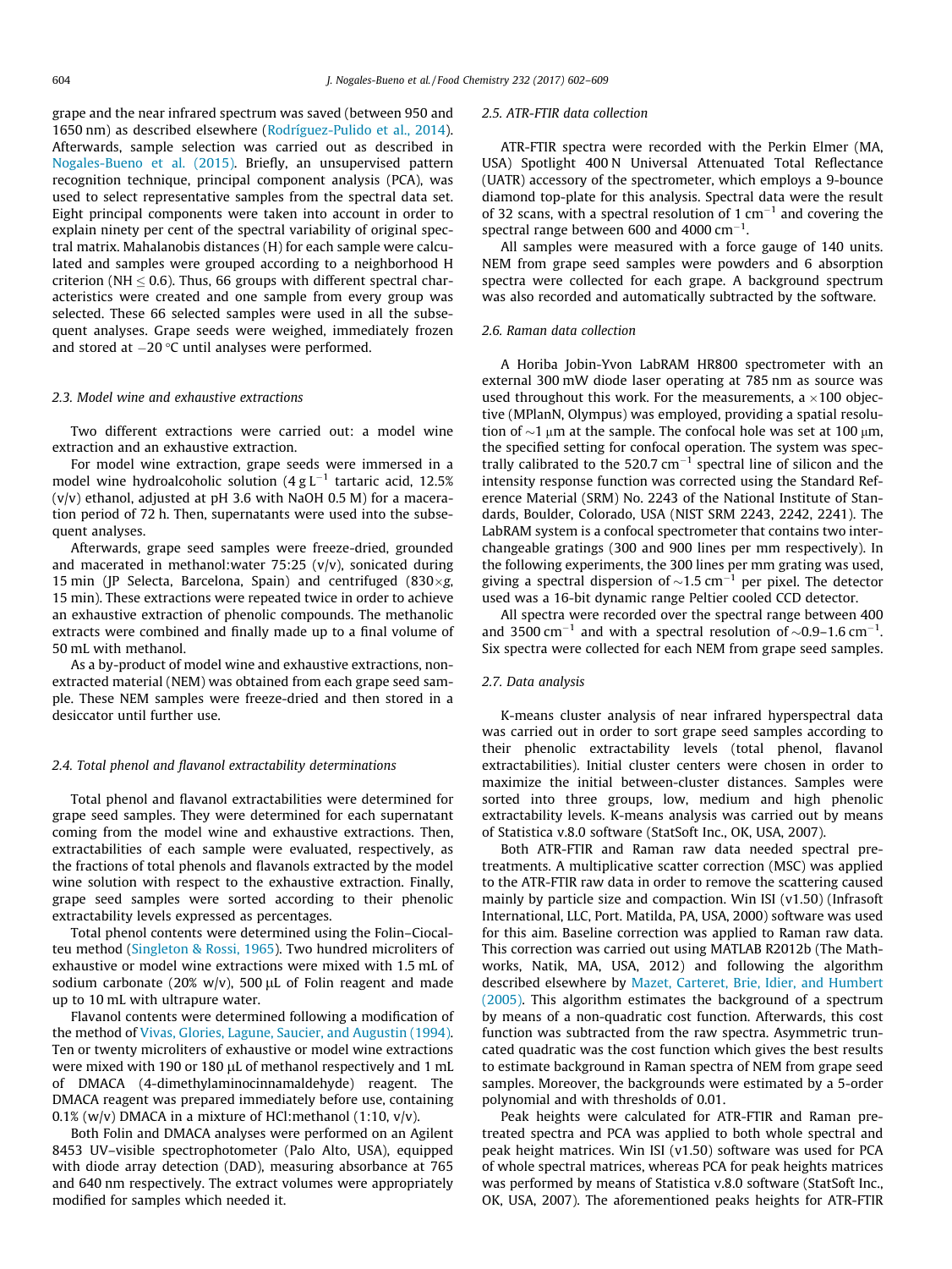grape and the near infrared spectrum was saved (between 950 and 1650 nm) as described elsewhere (Rodríguez-Pulido et al., 2014). Afterwards, sample selection was carried out as described in Nogales-Bueno et al. (2015). Briefly, an unsupervised pattern recognition technique, principal component analysis (PCA), was used to select representative samples from the spectral data set. Eight principal components were taken into account in order to explain ninety per cent of the spectral variability of original spectral matrix. Mahalanobis distances (H) for each sample were calculated and samples were grouped according to a neighborhood H criterion (NH ≤ 0.6). Thus, 66 groups with different spectral characteristics were created and one sample from every group was selected. These 66 selected samples were used in all the subsequent analyses. Grape seeds were weighed, immediately frozen and stored at −20 °C until analyses were performed.

### 2.3. Model wine and exhaustive extractions

Two different extractions were carried out: a model wine extraction and an exhaustive extraction.

For model wine extraction, grape seeds were immersed in a model wine hydroalcoholic solution (4 g $L^{-1}$ tartaric acid, 12.5% (v/v) ethanol, adjusted at pH 3.6 with NaOH 0.5 M) for a maceration period of 72 h. Then, supernatants were used into the subsequent analyses.

Afterwards, grape seed samples were freeze-dried, grounded and macerated in methanol:water 75:25 (v/v), sonicated during 15 min (JP Selecta, Barcelona, Spain) and centrifuged (830×g, 15 min). These extractions were repeated twice in order to achieve an exhaustive extraction of phenolic compounds. The methanolic extracts were combined and finally made up to a final volume of 50 mL with methanol.

As a by-product of model wine and exhaustive extractions, non-extracted material (NEM) was obtained from each grape seed sample. These NEM samples were freeze-dried and then stored in a desiccator until further use.

### 2.4. Total phenol and flavanol extractability determinations

Total phenol and flavanol extractabilities were determined for grape seed samples. They were determined for each supernatant coming from the model wine and exhaustive extractions. Then, extractabilities of each sample were evaluated, respectively, as the fractions of total phenols and flavanols extracted by the model wine solution with respect to the exhaustive extraction. Finally, grape seed samples were sorted according to their phenolic extractability levels expressed as percentages.

Total phenol contents were determined using the Folin–Ciocalteu method (Singleton & Rossi, 1965). Two hundred microliters of exhaustive or model wine extractions were mixed with 1.5 mL of sodium carbonate (20% w/v), 500 μL of Folin reagent and made up to 10 mL with ultrapure water.

Flavanol contents were determined following a modification of the method of Vivas, Glories, Lagune, Saucier, and Augustin (1994). Ten or twenty microliters of exhaustive or model wine extractions were mixed with 190 or 180 μL of methanol respectively and 1 mL of DMACA (4-dimethylaminocinnamaldehyde) reagent. The DMACA reagent was prepared immediately before use, containing 0.1% (w/v) DMACA in a mixture of HCl:methanol (1:10, v/v).

Both Folin and DMACA analyses were performed on an Agilent 8453 UV–visible spectrophotometer (Palo Alto, USA), equipped with diode array detection (DAD), measuring absorbance at 765 and 640 nm respectively. The extract volumes were appropriately modified for samples which needed it.

### 2.5. ATR-FTIR data collection

ATR-FTIR spectra were recorded with the Perkin Elmer (MA, USA) Spotlight 400 N Universal Attenuated Total Reflectance (UATR) accessory of the spectrometer, which employs a 9-bounce diamond top-plate for this analysis. Spectral data were the result of 32 scans, with a spectral resolution of 1 $cm^{-1}$ and covering the spectral range between 600 and 4000 $cm^{-1}$.

All samples were measured with a force gauge of 140 units. NEM from grape seed samples were powders and 6 absorption spectra were collected for each grape. A background spectrum was also recorded and automatically subtracted by the software.

### 2.6. Raman data collection

A Horiba Jobin-Yvon LabRAM HR800 spectrometer with an external 300 mW diode laser operating at 785 nm as source was used throughout this work. For the measurements, a ×100 objective (MPlanN, Olympus) was employed, providing a spatial resolution of ~1 μm at the sample. The confocal hole was set at 100 μm, the specified setting for confocal operation. The system was spectrally calibrated to the 520.7 $cm^{-1}$ spectral line of silicon and the intensity response function was corrected using the Standard Reference Material (SRM) No. 2243 of the National Institute of Standards, Boulder, Colorado, USA (NIST SRM 2243, 2242, 2241). The LabRAM system is a confocal spectrometer that contains two interchangeable gratings (300 and 900 lines per mm respectively). In the following experiments, the 300 lines per mm grating was used, giving a spectral dispersion of ~1.5 $cm^{-1}$ per pixel. The detector used was a 16-bit dynamic range Peltier cooled CCD detector.

All spectra were recorded over the spectral range between 400 and 3500 $cm^{-1}$ and with a spectral resolution of ~0.9–1.6 $cm^{-1}$. Six spectra were collected for each NEM from grape seed samples.

### 2.7. Data analysis

K-means cluster analysis of near infrared hyperspectral data was carried out in order to sort grape seed samples according to their phenolic extractability levels (total phenol, flavanol extractabilities). Initial cluster centers were chosen in order to maximize the initial between-cluster distances. Samples were sorted into three groups, low, medium and high phenolic extractability levels. K-means analysis was carried out by means of Statistica v.8.0 software (StatSoft Inc., OK, USA, 2007).

Both ATR-FTIR and Raman raw data needed spectral pretreatments. A multiplicative scatter correction (MSC) was applied to the ATR-FTIR raw data in order to remove the scattering caused mainly by particle size and compaction. Win ISI (v1.50) (Infrasoft International, LLC, Port. Matilda, PA, USA, 2000) software was used for this aim. Baseline correction was applied to Raman raw data. This correction was carried out using MATLAB R2012b (The Mathworks, Natik, MA, USA, 2012) and following the algorithm described elsewhere by Mazet, Carteret, Brie, Idier, and Humbert (2005). This algorithm estimates the background of a spectrum by means of a non-quadratic cost function. Afterwards, this cost function was subtracted from the raw spectra. Asymmetric truncated quadratic was the cost function which gives the best results to estimate background in Raman spectra of NEM from grape seed samples. Moreover, the backgrounds were estimated by a 5-order polynomial and with thresholds of 0.01.

Peak heights were calculated for ATR-FTIR and Raman pretreated spectra and PCA was applied to both whole spectral and peak height matrices. Win ISI (v1.50) software was used for PCA of whole spectral matrices, whereas PCA for peak heights matrices was performed by means of Statistica v.8.0 software (StatSoft Inc., OK, USA, 2007). The aforementioned peaks heights for ATR-FTIR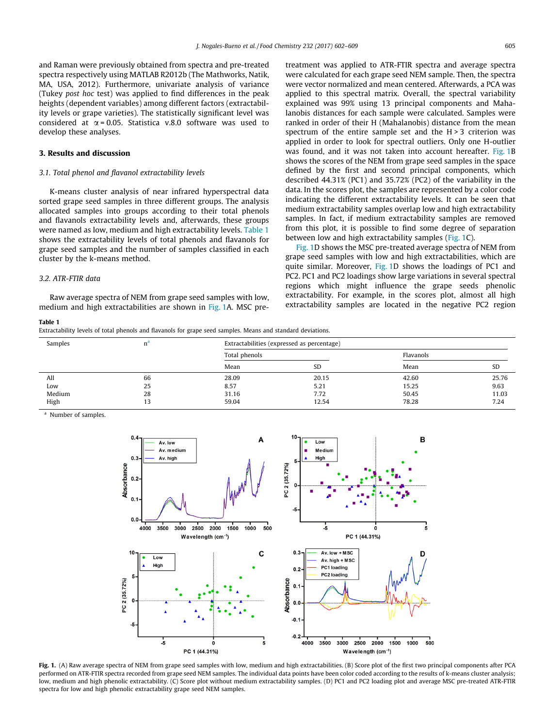and Raman were previously obtained from spectra and pre-treated spectra respectively using MATLAB R2012b (The Mathworks, Natik, MA, USA, 2012). Furthermore, univariate analysis of variance (Tukey *post hoc* test) was applied to find differences in the peak heights (dependent variables) among different factors (extractability levels or grape varieties). The statistically significant level was considered at $\alpha = 0.05$. Statistica v.8.0 software was used to develop these analyses.

## 3. Results and discussion

### 3.1. Total phenol and flavanol extractability levels

K-means cluster analysis of near infrared hyperspectral data sorted grape seed samples in three different groups. The analysis allocated samples into groups according to their total phenols and flavanols extractability levels and, afterwards, these groups were named as low, medium and high extractability levels. Table 1 shows the extractability levels of total phenols and flavanols for grape seed samples and the number of samples classified in each cluster by the k-means method.

### 3.2. ATR-FTIR data

Raw average spectra of NEM from grape seed samples with low, medium and high extractabilities are shown in Fig. 1A. MSC pre-treatment was applied to ATR-FTIR spectra and average spectra were calculated for each grape seed NEM sample. Then, the spectra were vector normalized and mean centered. Afterwards, a PCA was applied to this spectral matrix. Overall, the spectral variability explained was 99% using 13 principal components and Mahalanobis distances for each sample were calculated. Samples were ranked in order of their H (Mahalanobis) distance from the mean spectrum of the entire sample set and the H > 3 criterion was applied in order to look for spectral outliers. Only one H-outlier was found, and it was not taken into account hereafter. Fig. 1B shows the scores of the NEM from grape seed samples in the space defined by the first and second principal components, which described 44.31% (PC1) and 35.72% (PC2) of the variability in the data. In the scores plot, the samples are represented by a color code indicating the different extractability levels. It can be seen that medium extractability samples overlap low and high extractability samples. In fact, if medium extractability samples are removed from this plot, it is possible to find some degree of separation between low and high extractability samples (Fig. 1C).

Fig. 1D shows the MSC pre-treated average spectra of NEM from grape seed samples with low and high extractabilities, which are quite similar. Moreover, Fig. 1D shows the loadings of PC1 and PC2. PC1 and PC2 loadings show large variations in several spectral regions which might influence the grape seeds phenolic extractability. For example, in the scores plot, almost all high extractability samples are located in the negative PC2 region

**Table 1**
Extractability levels of total phenols and flavanols for grape seed samples. Means and standard deviations.

| Samples | n[a] | Extractabilities (expressed as percentage) | | | |
|---|---|---|---|---|---|
| | | Total phenols | | Flavanols | |
| | | Mean | SD | Mean | SD |
| All | 66 | 28.09 | 20.15 | 42.60 | 25.76 |
| Low | 25 | 8.57 | 5.21 | 15.25 | 9.63 |
| Medium | 28 | 31.16 | 7.72 | 50.45 | 11.03 |
| High | 13 | 59.04 | 12.54 | 78.28 | 7.24 |

[a] Number of samples.

**Fig. 1.** (A) Raw average spectra of NEM from grape seed samples with low, medium and high extractabilities. (B) Score plot of the first two principal components after PCA performed on ATR-FTIR spectra recorded from grape seed NEM samples. The individual data points have been color coded according to the results of k-means cluster analysis; low, medium and high phenolic extractability. (C) Score plot without medium extractability samples. (D) PC1 and PC2 loading plot and average MSC pre-treated ATR-FTIR spectra for low and high phenolic extractability grape seed NEM samples.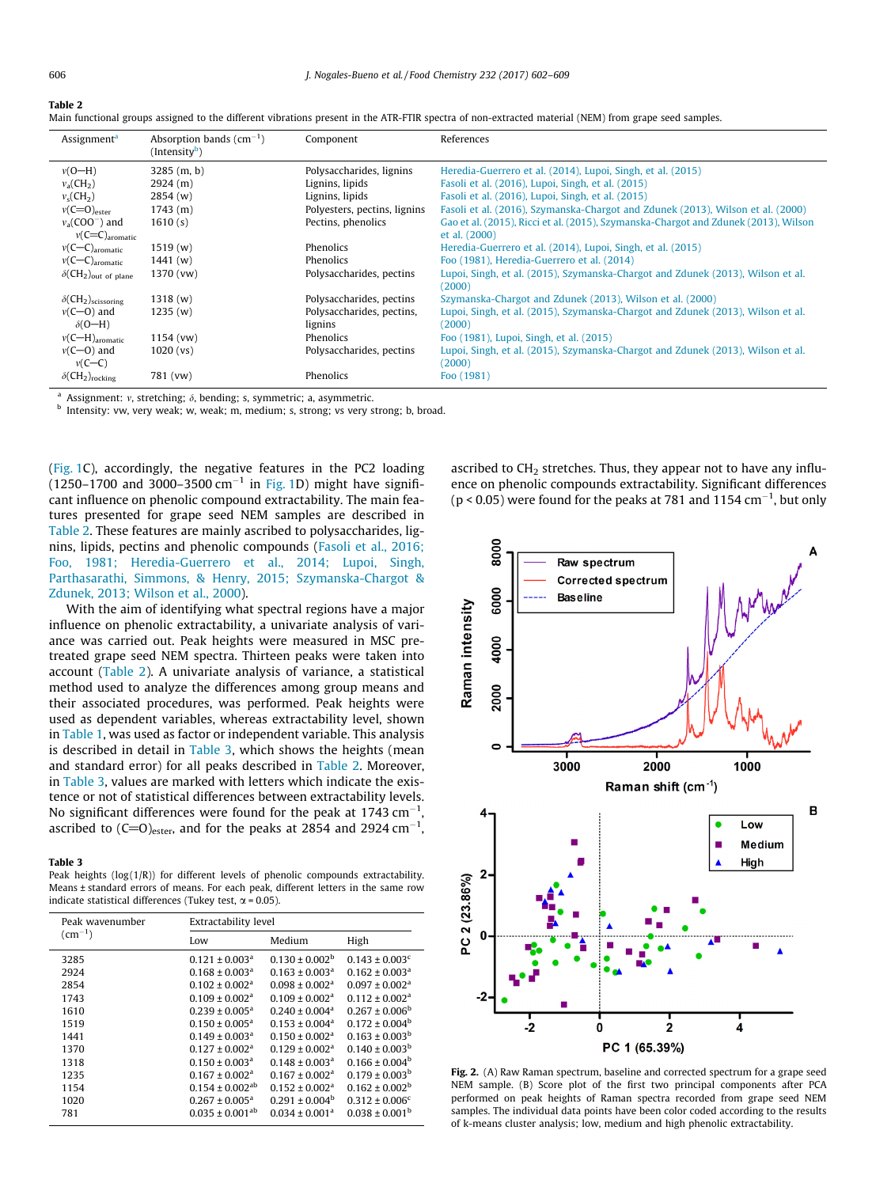**Table 2**
Main functional groups assigned to the different vibrations present in the ATR-FTIR spectra of non-extracted material (NEM) from grape seed samples.

| Assignment[a] | Absorption bands ($cm^{-1}$) (Intensity[b]) | Component | References |
|---|---|---|---|
| $\nu$(O—H) | 3285 (m, b) | Polysaccharides, lignins | Heredia-Guerrero et al. (2014), Lupoi, Singh, et al. (2015) |
| $\nu_a(CH_2)$ | 2924 (m) | Lignins, lipids | Fasoli et al. (2016), Lupoi, Singh, et al. (2015) |
| $\nu_s(CH_2)$ | 2854 (w) | Lignins, lipids | Fasoli et al. (2016), Lupoi, Singh, et al. (2015) |
| $\nu(C{=}O)_{ester}$ | 1743 (m) | Polyesters, pectins, lignins | Fasoli et al. (2016), Szymanska-Chargot and Zdunek (2013), Wilson et al. (2000) |
| $\nu_a(COO^-)$ and $\nu(C{=}C)_{aromatic}$ | 1610 (s) | Pectins, phenolics | Gao et al. (2015), Ricci et al. (2015), Szymanska-Chargot and Zdunek (2013), Wilson et al. (2000) |
| $\nu(C{-}C)_{aromatic}$ | 1519 (w) | Phenolics | Heredia-Guerrero et al. (2014), Lupoi, Singh, et al. (2015) |
| $\nu(C{-}C)_{aromatic}$ | 1441 (w) | Phenolics | Foo (1981), Heredia-Guerrero et al. (2014) |
| $\delta(CH_2)_{out\ of\ plane}$ | 1370 (vw) | Polysaccharides, pectins | Lupoi, Singh, et al. (2015), Szymanska-Chargot and Zdunek (2013), Wilson et al. (2000) |
| $\delta(CH_2)_{scissoring}$ | 1318 (w) | Polysaccharides, pectins | Szymanska-Chargot and Zdunek (2013), Wilson et al. (2000) |
| $\nu$(C—O) and $\delta$(O—H) | 1235 (w) | Polysaccharides, pectins, lignins | Lupoi, Singh, et al. (2015), Szymanska-Chargot and Zdunek (2013), Wilson et al. (2000) |
| $\nu(C{-}H)_{aromatic}$ | 1154 (vw) | Phenolics | Foo (1981), Lupoi, Singh, et al. (2015) |
| $\nu$(C—O) and $\nu$(C—C) | 1020 (vs) | Polysaccharides, pectins | Lupoi, Singh, et al. (2015), Szymanska-Chargot and Zdunek (2013), Wilson et al. (2000) |
| $\delta(CH_2)_{rocking}$ | 781 (vw) | Phenolics | Foo (1981) |

[a] Assignment: $\nu$, stretching; $\delta$, bending; s, symmetric; a, asymmetric.
[b] Intensity: vw, very weak; w, weak; m, medium; s, strong; vs very strong; b, broad.

(Fig. 1C), accordingly, the negative features in the PC2 loading (1250–1700 and 3000–3500 $cm^{-1}$ in Fig. 1D) might have significant influence on phenolic compound extractability. The main features presented for grape seed NEM samples are described in Table 2. These features are mainly ascribed to polysaccharides, lignins, lipids, pectins and phenolic compounds (Fasoli et al., 2016; Foo, 1981; Heredia-Guerrero et al., 2014; Lupoi, Singh, Parthasarathi, Simmons, & Henry, 2015; Szymanska-Chargot & Zdunek, 2013; Wilson et al., 2000).

With the aim of identifying what spectral regions have a major influence on phenolic extractability, a univariate analysis of variance was carried out. Peak heights were measured in MSC pretreated grape seed NEM spectra. Thirteen peaks were taken into account (Table 2). A univariate analysis of variance, a statistical method used to analyze the differences among group means and their associated procedures, was performed. Peak heights were used as dependent variables, whereas extractability level, shown in Table 1, was used as factor or independent variable. This analysis is described in detail in Table 3, which shows the heights (mean and standard error) for all peaks described in Table 2. Moreover, in Table 3, values are marked with letters which indicate the existence or not of statistical differences between extractability levels. No significant differences were found for the peak at 1743 $cm^{-1}$, ascribed to $(C{=}O)_{ester}$, and for the peaks at 2854 and 2924 $cm^{-1}$, ascribed to $CH_2$ stretches. Thus, they appear not to have any influence on phenolic compounds extractability. Significant differences ($p < 0.05$) were found for the peaks at 781 and 1154 $cm^{-1}$, but only

**Table 3**
Peak heights (log(1/R)) for different levels of phenolic compounds extractability. Means ± standard errors of means. For each peak, different letters in the same row indicate statistical differences (Tukey test, $\alpha = 0.05$).

| Peak wavenumber ($cm^{-1}$) | Extractability level | | |
|---|---|---|---|
| | Low | Medium | High |
| 3285 | 0.121 ± 0.003[a] | 0.130 ± 0.002[b] | 0.143 ± 0.003[c] |
| 2924 | 0.168 ± 0.003[a] | 0.163 ± 0.003[a] | 0.162 ± 0.003[a] |
| 2854 | 0.102 ± 0.002[a] | 0.098 ± 0.002[a] | 0.097 ± 0.002[a] |
| 1743 | 0.109 ± 0.002[a] | 0.109 ± 0.002[a] | 0.112 ± 0.002[a] |
| 1610 | 0.239 ± 0.005[a] | 0.240 ± 0.004[a] | 0.267 ± 0.006[b] |
| 1519 | 0.150 ± 0.005[a] | 0.153 ± 0.004[a] | 0.172 ± 0.004[b] |
| 1441 | 0.149 ± 0.003[a] | 0.150 ± 0.002[a] | 0.163 ± 0.003[b] |
| 1370 | 0.127 ± 0.002[a] | 0.129 ± 0.002[a] | 0.140 ± 0.003[b] |
| 1318 | 0.150 ± 0.003[a] | 0.148 ± 0.003[a] | 0.166 ± 0.004[b] |
| 1235 | 0.167 ± 0.002[a] | 0.167 ± 0.002[a] | 0.179 ± 0.003[b] |
| 1154 | 0.154 ± 0.002[ab] | 0.152 ± 0.002[a] | 0.162 ± 0.002[b] |
| 1020 | 0.267 ± 0.005[a] | 0.291 ± 0.004[b] | 0.312 ± 0.006[c] |
| 781 | 0.035 ± 0.001[ab] | 0.034 ± 0.001[a] | 0.038 ± 0.001[b] |

**Fig. 2.** (A) Raw Raman spectrum, baseline and corrected spectrum for a grape seed NEM sample. (B) Score plot of the first two principal components after PCA performed on peak heights of Raman spectra recorded from grape seed NEM samples. The individual data points have been color coded according to the results of k-means cluster analysis; low, medium and high phenolic extractability.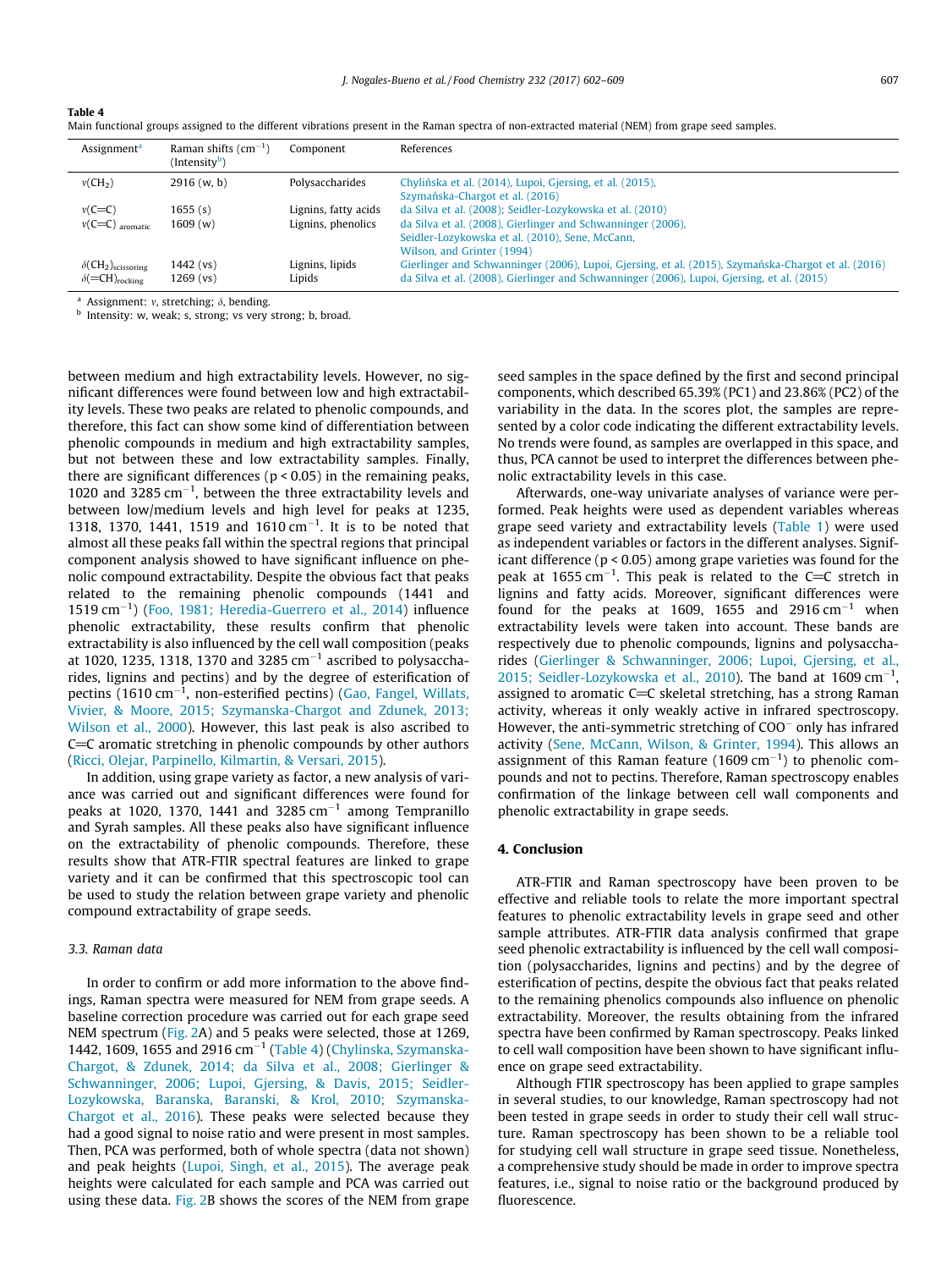**Table 4**
Main functional groups assigned to the different vibrations present in the Raman spectra of non-extracted material (NEM) from grape seed samples.

| Assignment[a] | Raman shifts ($cm^{-1}$) (Intensity[b]) | Component | References |
|---|---|---|---|
| $\nu(CH_2)$ | 2916 (w, b) | Polysaccharides | Chylińska et al. (2014), Lupoi, Gjersing, et al. (2015), Szymańska-Chargot et al. (2016) |
| $\nu(C{=}C)$ | 1655 (s) | Lignins, fatty acids | da Silva et al. (2008); Seidler-Lozykowska et al. (2010) |
| $\nu(C{=}C)_{aromatic}$ | 1609 (w) | Lignins, phenolics | da Silva et al. (2008), Gierlinger and Schwanninger (2006), Seidler-Lozykowska et al. (2010), Sene, McCann, Wilson, and Grinter (1994) |
| $\delta(CH_2)_{scissoring}$ | 1442 (vs) | Lignins, lipids | Gierlinger and Schwanninger (2006), Lupoi, Gjersing, et al. (2015), Szymańska-Chargot et al. (2016) |
| $\delta({=}CH)_{rocking}$ | 1269 (vs) | Lipids | da Silva et al. (2008), Gierlinger and Schwanninger (2006), Lupoi, Gjersing, et al. (2015) |

[a] Assignment: ν, stretching; δ, bending.
[b] Intensity: w, weak; s, strong; vs very strong; b, broad.

between medium and high extractability levels. However, no significant differences were found between low and high extractability levels. These two peaks are related to phenolic compounds, and therefore, this fact can show some kind of differentiation between phenolic compounds in medium and high extractability samples, but not between these and low extractability samples. Finally, there are significant differences ($p < 0.05$) in the remaining peaks, 1020 and 3285 $cm^{-1}$, between the three extractability levels and between low/medium levels and high level for peaks at 1235, 1318, 1370, 1441, 1519 and 1610 $cm^{-1}$. It is to be noted that almost all these peaks fall within the spectral regions that principal component analysis showed to have significant influence on phenolic compound extractability. Despite the obvious fact that peaks related to the remaining phenolic compounds (1441 and 1519 $cm^{-1}$) (Foo, 1981; Heredia-Guerrero et al., 2014) influence phenolic extractability, these results confirm that phenolic extractability is also influenced by the cell wall composition (peaks at 1020, 1235, 1318, 1370 and 3285 $cm^{-1}$ ascribed to polysaccharides, lignins and pectins) and by the degree of esterification of pectins (1610 $cm^{-1}$, non-esterified pectins) (Gao, Fangel, Willats, Vivier, & Moore, 2015; Szymanska-Chargot and Zdunek, 2013; Wilson et al., 2000). However, this last peak is also ascribed to C=C aromatic stretching in phenolic compounds by other authors (Ricci, Olejar, Parpinello, Kilmartin, & Versari, 2015).

In addition, using grape variety as factor, a new analysis of variance was carried out and significant differences were found for peaks at 1020, 1370, 1441 and 3285 $cm^{-1}$ among Tempranillo and Syrah samples. All these peaks also have significant influence on the extractability of phenolic compounds. Therefore, these results show that ATR-FTIR spectral features are linked to grape variety and it can be confirmed that this spectroscopic tool can be used to study the relation between grape variety and phenolic compound extractability of grape seeds.

### 3.3. Raman data

In order to confirm or add more information to the above findings, Raman spectra were measured for NEM from grape seeds. A baseline correction procedure was carried out for each grape seed NEM spectrum (Fig. 2A) and 5 peaks were selected, those at 1269, 1442, 1609, 1655 and 2916 $cm^{-1}$ (Table 4) (Chylinska, Szymanska-Chargot, & Zdunek, 2014; da Silva et al., 2008; Gierlinger & Schwanninger, 2006; Lupoi, Gjersing, & Davis, 2015; Seidler-Lozykowska, Baranska, Baranski, & Krol, 2010; Szymanska-Chargot et al., 2016). These peaks were selected because they had a good signal to noise ratio and were present in most samples. Then, PCA was performed, both of whole spectra (data not shown) and peak heights (Lupoi, Singh, et al., 2015). The average peak heights were calculated for each sample and PCA was carried out using these data. Fig. 2B shows the scores of the NEM from grape seed samples in the space defined by the first and second principal components, which described 65.39% (PC1) and 23.86% (PC2) of the variability in the data. In the scores plot, the samples are represented by a color code indicating the different extractability levels. No trends were found, as samples are overlapped in this space, and thus, PCA cannot be used to interpret the differences between phenolic extractability levels in this case.

Afterwards, one-way univariate analyses of variance were performed. Peak heights were used as dependent variables whereas grape seed variety and extractability levels (Table 1) were used as independent variables or factors in the different analyses. Significant difference ($p < 0.05$) among grape varieties was found for the peak at 1655 $cm^{-1}$. This peak is related to the C=C stretch in lignins and fatty acids. Moreover, significant differences were found for the peaks at 1609, 1655 and 2916 $cm^{-1}$ when extractability levels were taken into account. These bands are respectively due to phenolic compounds, lignins and polysaccharides (Gierlinger & Schwanninger, 2006; Lupoi, Gjersing, et al., 2015; Seidler-Lozykowska et al., 2010). The band at 1609 $cm^{-1}$, assigned to aromatic C=C skeletal stretching, has a strong Raman activity, whereas it only weakly active in infrared spectroscopy. However, the anti-symmetric stretching of $COO^-$ only has infrared activity (Sene, McCann, Wilson, & Grinter, 1994). This allows an assignment of this Raman feature (1609 $cm^{-1}$) to phenolic compounds and not to pectins. Therefore, Raman spectroscopy enables confirmation of the linkage between cell wall components and phenolic extractability in grape seeds.

## 4. Conclusion

ATR-FTIR and Raman spectroscopy have been proven to be effective and reliable tools to relate the more important spectral features to phenolic extractability levels in grape seed and other sample attributes. ATR-FTIR data analysis confirmed that grape seed phenolic extractability is influenced by the cell wall composition (polysaccharides, lignins and pectins) and by the degree of esterification of pectins, despite the obvious fact that peaks related to the remaining phenolics compounds also influence on phenolic extractability. Moreover, the results obtaining from the infrared spectra have been confirmed by Raman spectroscopy. Peaks linked to cell wall composition have been shown to have significant influence on grape seed extractability.

Although FTIR spectroscopy has been applied to grape samples in several studies, to our knowledge, Raman spectroscopy had not been tested in grape seeds in order to study their cell wall structure. Raman spectroscopy has been shown to be a reliable tool for studying cell wall structure in grape seed tissue. Nonetheless, a comprehensive study should be made in order to improve spectra features, i.e., signal to noise ratio or the background produced by fluorescence.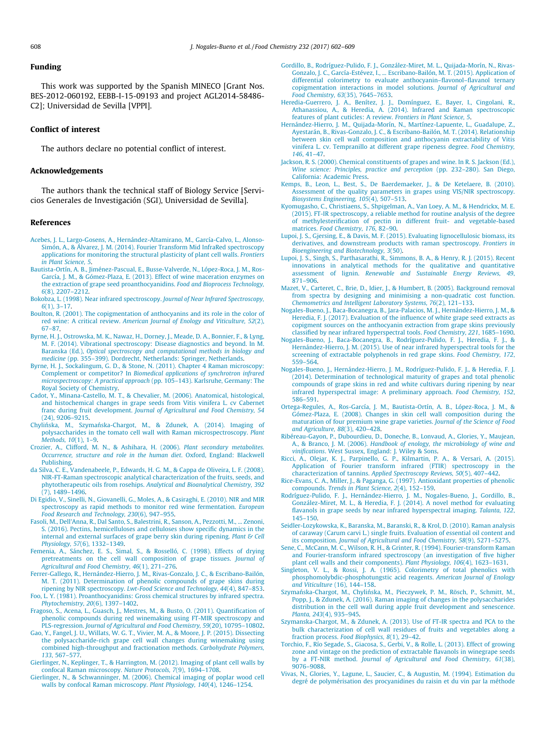## Funding

This work was supported by the Spanish MINECO [Grant Nos. BES-2012-060192, EEBB-I-15-09193 and project AGL2014-58486-C2]; Universidad de Sevilla [VPPI].

## Conflict of interest

The authors declare no potential conflict of interest.

## Acknowledgements

The authors thank the technical staff of Biology Service [Servicios Generales de Investigación (SGI), Universidad de Sevilla].

## References

Acebes, J. L., Largo-Gosens, A., Hernández-Altamirano, M., García-Calvo, L., Alonso-Simón, A., & Álvarez, J. M. (2014). Fourier Transform Mid InfraRed spectroscopy applications for monitoring the structural plasticity of plant cell walls. *Frontiers in Plant Science, 5*.

Bautista-Ortín, A. B., Jiménez-Pascual, E., Busse-Valverde, N., López-Roca, J. M., Ros-García, J. M., & Gómez-Plaza, E. (2013). Effect of wine maceration enzymes on the extraction of grape seed proanthocyanidins. *Food and Bioprocess Technology, 6*(8), 2207–2212.

Bokobza, L. (1998). Near infrared spectroscopy. *Journal of Near Infrared Spectroscopy, 6*(1), 3–17.

Boulton, R. (2001). The copigmentation of anthocyanins and its role in the color of red wine: A critical review. *American Journal of Enology and Viticulture, 52*(2), 67–87.

Byrne, H. J., Ostrowska, M. K., Nawaz, H., Dorney, J., Meade, D. A., Bonnier, F., & Lyng, M. F. (2014). Vibrational spectroscopy: Disease diagnostics and beyond. In M. Baranska (Ed.), *Optical spectroscopy and computational methods in biology and medicine* (pp. 355–399). Dordrecht, Netherlands: Springer, Netherlands.

Byrne, H. J., Sockalingum, G. D., & Stone, N. (2011). Chapter 4 Raman microscopy: Complement or competitor? In *Biomedical applications of synchrotron infrared microspectroscopy: A practical approach* (pp. 105–143). Karlsruhe, Germany: The Royal Society of Chemistry.

Cadot, Y., Minana-Castello, M. T., & Chevalier, M. (2006). Anatomical, histological, and histochemical changes in grape seeds from Vitis vinifera L. cv Cabernet franc during fruit development. *Journal of Agricultural and Food Chemistry, 54*(24), 9206–9215.

Chylińska, M., Szymańska-Chargot, M., & Zdunek, A. (2014). Imaging of polysaccharides in the tomato cell wall with Raman microspectroscopy. *Plant Methods, 10*(1), 1–9.

Crozier, A., Clifford, M. N., & Ashihara, H. (2006). *Plant secondary metabolites. Occurrence, structure and role in the human diet*. Oxford, England: Blackwell Publishing.

da Silva, C. E., Vandenabeele, P., Edwards, H. G. M., & Cappa de Oliveira, L. F. (2008). NIR-FT-Raman spectroscopic analytical characterization of the fruits, seeds, and phytotherapeutic oils from rosehips. *Analytical and Bioanalytical Chemistry, 392*(7), 1489–1496.

Di Egidio, V., Sinelli, N., Giovanelli, G., Moles, A., & Casiraghi, E. (2010). NIR and MIR spectroscopy as rapid methods to monitor red wine fermentation. *European Food Research and Technology, 230*(6), 947–955.

Fasoli, M., Dell'Anna, R., Dal Santo, S., Balestrini, R., Sanson, A., Pezzotti, M., ... Zenoni, S. (2016). Pectins, hemicelluloses and celluloses show specific dynamics in the internal and external surfaces of grape berry skin during ripening. *Plant & Cell Physiology, 57*(6), 1332–1349.

Femenia, A., Sánchez, E. S., Simal, S., & Rosselló, C. (1998). Effects of drying pretreatments on the cell wall composition of grape tissues. *Journal of Agricultural and Food Chemistry, 46*(1), 271–276.

Ferrer-Gallego, R., Hernández-Hierro, J. M., Rivas-Gonzalo, J. C., & Escribano-Bailón, M. T. (2011). Determination of phenolic compounds of grape skins during ripening by NIR spectroscopy. *Lwt-Food Science and Technology, 44*(4), 847–853.

Foo, L. Y. (1981). Proanthocyanidins: Gross chemical structures by infrared spectra. *Phytochemistry, 20*(6), 1397–1402.

Fragoso, S., Acena, L., Guasch, J., Mestres, M., & Busto, O. (2011). Quantification of phenolic compounds during red winemaking using FT-MIR spectroscopy and PLS-regression. *Journal of Agricultural and Food Chemistry, 59*(20), 10795–10802.

Gao, Y., Fangel, J. U., Willats, W. G. T., Vivier, M. A., & Moore, J. P. (2015). Dissecting the polysaccharide-rich grape cell wall changes during winemaking using combined high-throughput and fractionation methods. *Carbohydrate Polymers, 133*, 567–577.

Gierlinger, N., Keplinger, T., & Harrington, M. (2012). Imaging of plant cell walls by confocal Raman microscopy. *Nature Protocols, 7*(9), 1694–1708.

Gierlinger, N., & Schwanninger, M. (2006). Chemical imaging of poplar wood cell walls by confocal Raman microscopy. *Plant Physiology, 140*(4), 1246–1254.

Gordillo, B., Rodríguez-Pulido, F. J., González-Miret, M. L., Quijada-Morín, N., Rivas-Gonzalo, J. C., García-Estévez, I., ... Escribano-Bailón, M. T. (2015). Application of differential colorimetry to evaluate anthocyanin–flavonol–flavanol ternary copigmentation interactions in model solutions. *Journal of Agricultural and Food Chemistry, 63*(35), 7645–7653.

Heredia-Guerrero, J. A., Benítez, J. J., Domínguez, E., Bayer, I., Cingolani, R., Athanassiou, A., & Heredia, A. (2014). Infrared and Raman spectroscopic features of plant cuticles: A review. *Frontiers in Plant Science, 5*.

Hernández-Hierro, J. M., Quijada-Morín, N., Martínez-Lapuente, L., Guadalupe, Z., Ayestarán, B., Rivas-Gonzalo, J. C., & Escribano-Bailón, M. T. (2014). Relationship between skin cell wall composition and anthocyanin extractability of Vitis vinifera L. cv. Tempranillo at different grape ripeness degree. *Food Chemistry, 146*, 41–47.

Jackson, R. S. (2000). Chemical constituents of grapes and wine. In R. S. Jackson (Ed.), *Wine science: Principles, practice and perception* (pp. 232–280). San Diego, California: Academic Press.

Kemps, B., Leon, L., Best, S., De Baerdemaeker, J., & De Ketelaere, B. (2010). Assessment of the quality parameters in grapes using VIS/NIR spectroscopy. *Biosystems Engineering, 105*(4), 507–513.

Kyomugasho, C., Christiaens, S., Shpigelman, A., Van Loey, A. M., & Hendrickx, M. E. (2015). FT-IR spectroscopy, a reliable method for routine analysis of the degree of methylesterification of pectin in different fruit- and vegetable-based matrices. *Food Chemistry, 176*, 82–90.

Lupoi, J. S., Gjersing, E., & Davis, M. F. (2015). Evaluating lignocellulosic biomass, its derivatives, and downstream products with raman spectroscopy. *Frontiers in Bioengineering and Biotechnology, 3*(50).

Lupoi, J. S., Singh, S., Parthasarathi, R., Simmons, B. A., & Henry, R. J. (2015). Recent innovations in analytical methods for the qualitative and quantitative assessment of lignin. *Renewable and Sustainable Energy Reviews, 49*, 871–906.

Mazet, V., Carteret, C., Brie, D., Idier, J., & Humbert, B. (2005). Background removal from spectra by designing and minimising a non-quadratic cost function. *Chemometrics and Intelligent Laboratory Systems, 76*(2), 121–133.

Nogales-Bueno, J., Baca-Bocanegra, B., Jara-Palacios, M. J., Hernández-Hierro, J. M., & Heredia, F. J. (2017). Evaluation of the influence of white grape seed extracts as copigment sources on the anthocyanin extraction from grape skins previously classified by near infrared hyperspectral tools. *Food Chemistry, 221*, 1685–1690.

Nogales-Bueno, J., Baca-Bocanegra, B., Rodríguez-Pulido, F. J., Heredia, F. J., & Hernández-Hierro, J. M. (2015). Use of near infrared hyperspectral tools for the screening of extractable polyphenols in red grape skins. *Food Chemistry, 172*, 559–564.

Nogales-Bueno, J., Hernández-Hierro, J. M., Rodríguez-Pulido, F. J., & Heredia, F. J. (2014). Determination of technological maturity of grapes and total phenolic compounds of grape skins in red and white cultivars during ripening by near infrared hyperspectral image: A preliminary approach. *Food Chemistry, 152*, 586–591.

Ortega-Regules, A., Ros-García, J. M., Bautista-Ortín, A. B., López-Roca, J. M., & Gómez-Plaza, E. (2008). Changes in skin cell wall composition during the maturation of four premium wine grape varieties. *Journal of the Science of Food and Agriculture, 88*(3), 420–428.

Ribéreau-Gayon, P., Dubourdieu, D., Doneche, B., Lonvaud, A., Glories, Y., Maujean, A., & Branco, J. M. (2006). *Handbook of enology, the microbiology of wine and vinifications*. West Sussex, England: J. Wiley & Sons.

Ricci, A., Olejar, K. J., Parpinello, G. P., Kilmartin, P. A., & Versari, A. (2015). Application of Fourier transform infrared (FTIR) spectroscopy in the characterization of tannins. *Applied Spectroscopy Reviews, 50*(5), 407–442.

Rice-Evans, C. A., Miller, J., & Paganga, G. (1997). Antioxidant properties of phenolic compounds. *Trends in Plant Science, 2*(4), 152–159.

Rodríguez-Pulido, F. J., Hernández-Hierro, J. M., Nogales-Bueno, J., Gordillo, B., González-Miret, M. L., & Heredia, F. J. (2014). A novel method for evaluating flavanols in grape seeds by near infrared hyperspectral imaging. *Talanta, 122*, 145–150.

Seidler-Lozykowska, K., Baranska, M., Baranski, R., & Krol, D. (2010). Raman analysis of caraway (Carum carvi L.) single fruits. Evaluation of essential oil content and its composition. *Journal of Agricultural and Food Chemistry, 58*(9), 5271–5275.

Sene, C., McCann, M. C., Wilson, R. H., & Grinter, R. (1994). Fourier-transform Raman and Fourier-transform infrared spectroscopy (an investigation of five higher plant cell walls and their components). *Plant Physiology, 106*(4), 1623–1631.

Singleton, V. L., & Rossi, J. A. (1965). Colorimetry of total phenolics with phosphomolybdic-phosphotungstic acid reagents. *American Journal of Enology and Viticulture* (16), 144–158.

Szymańska-Chargot, M., Chylińska, M., Pieczywek, P. M., Rösch, P., Schmitt, M., Popp, J., & Zdunek, A. (2016). Raman imaging of changes in the polysaccharides distribution in the cell wall during apple fruit development and senescence. *Planta, 243*(4), 935–945.

Szymanska-Chargot, M., & Zdunek, A. (2013). Use of FT-IR spectra and PCA to the bulk characterization of cell wall residues of fruits and vegetables along a fraction process. *Food Biophysics, 8*(1), 29–42.

Torchio, F., Río Segade, S., Giacosa, S., Gerbi, V., & Rolle, L. (2013). Effect of growing zone and vintage on the prediction of extractable flavanols in winegrape seeds by a FT-NIR method. *Journal of Agricultural and Food Chemistry, 61*(38), 9076–9088.

Vivas, N., Glories, Y., Lagune, L., Saucier, C., & Augustin, M. (1994). Estimation du degré de polymérisation des procyanidines du raisin et du vin par la méthode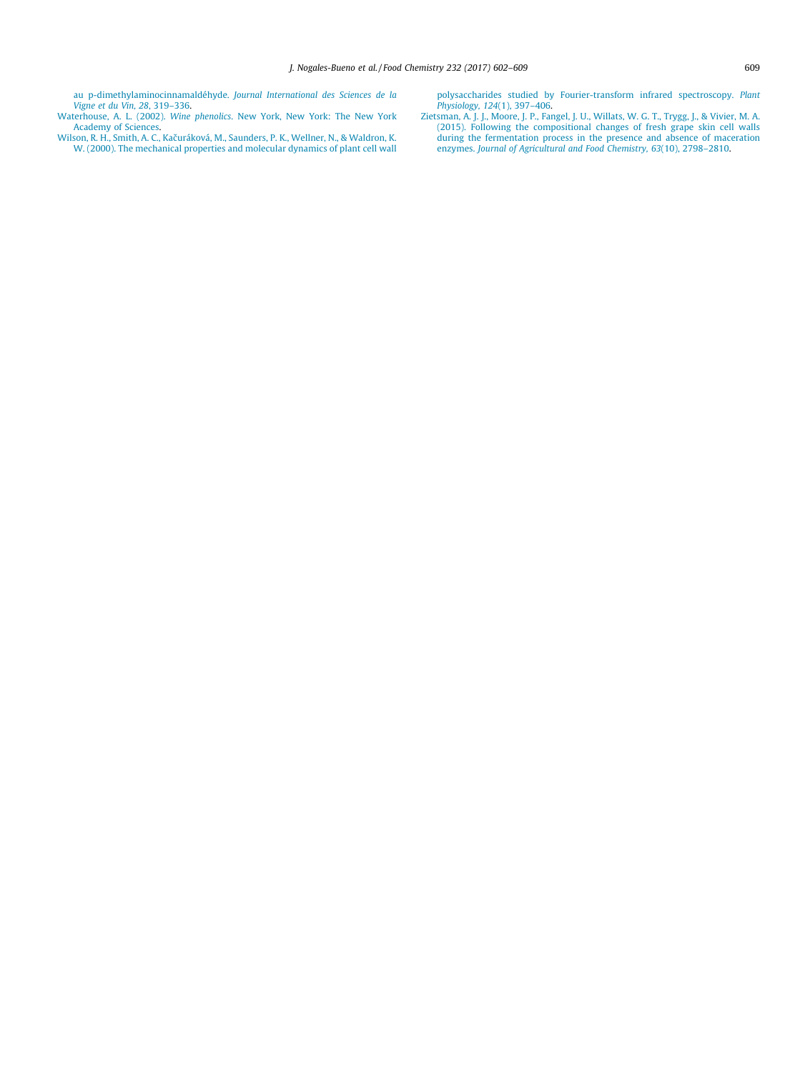au p-dimethylaminocinnamaldéhyde. *Journal International des Sciences de la Vigne et du Vin*, *28*, 319–336.

Waterhouse, A. L. (2002). *Wine phenolics*. New York, New York: The New York Academy of Sciences.

Wilson, R. H., Smith, A. C., Kačuráková, M., Saunders, P. K., Wellner, N., & Waldron, K. W. (2000). The mechanical properties and molecular dynamics of plant cell wall polysaccharides studied by Fourier-transform infrared spectroscopy. *Plant Physiology*, *124*(1), 397–406.

Zietsman, A. J. J., Moore, J. P., Fangel, J. U., Willats, W. G. T., Trygg, J., & Vivier, M. A. (2015). Following the compositional changes of fresh grape skin cell walls during the fermentation process in the presence and absence of maceration enzymes. *Journal of Agricultural and Food Chemistry*, *63*(10), 2798–2810.